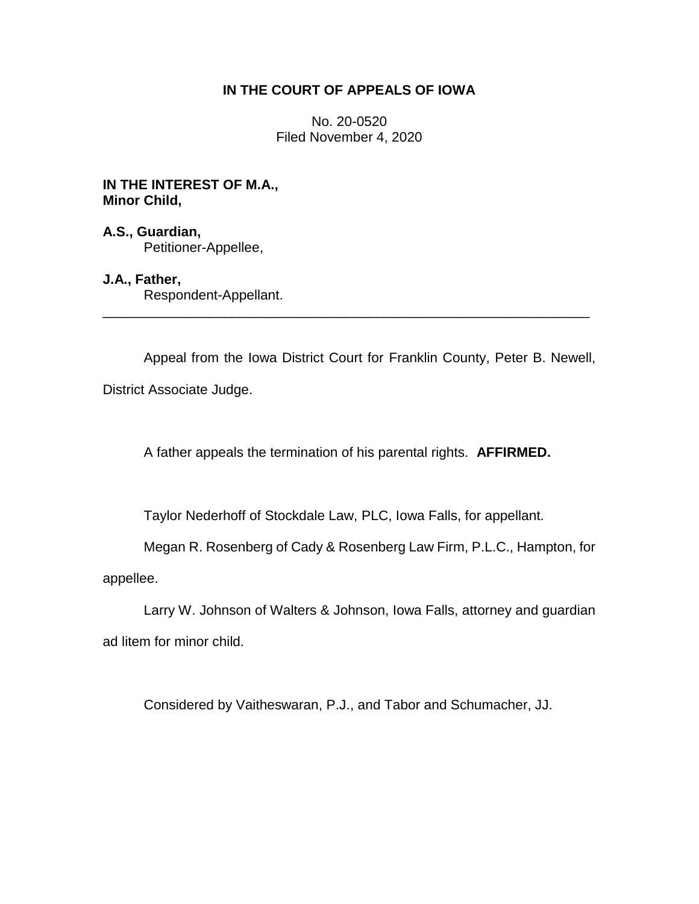**IN THE COURT OF APPEALS OF IOWA**

No. 20-0520
Filed November 4, 2020

**IN THE INTEREST OF M.A.,**
**Minor Child,**

**A.S., Guardian,**
Petitioner-Appellee,

**J.A., Father,**
Respondent-Appellant.

---

Appeal from the Iowa District Court for Franklin County, Peter B. Newell, District Associate Judge.

A father appeals the termination of his parental rights. **AFFIRMED.**

Taylor Nederhoff of Stockdale Law, PLC, Iowa Falls, for appellant.

Megan R. Rosenberg of Cady & Rosenberg Law Firm, P.L.C., Hampton, for appellee.

Larry W. Johnson of Walters & Johnson, Iowa Falls, attorney and guardian ad litem for minor child.

Considered by Vaitheswaran, P.J., and Tabor and Schumacher, JJ.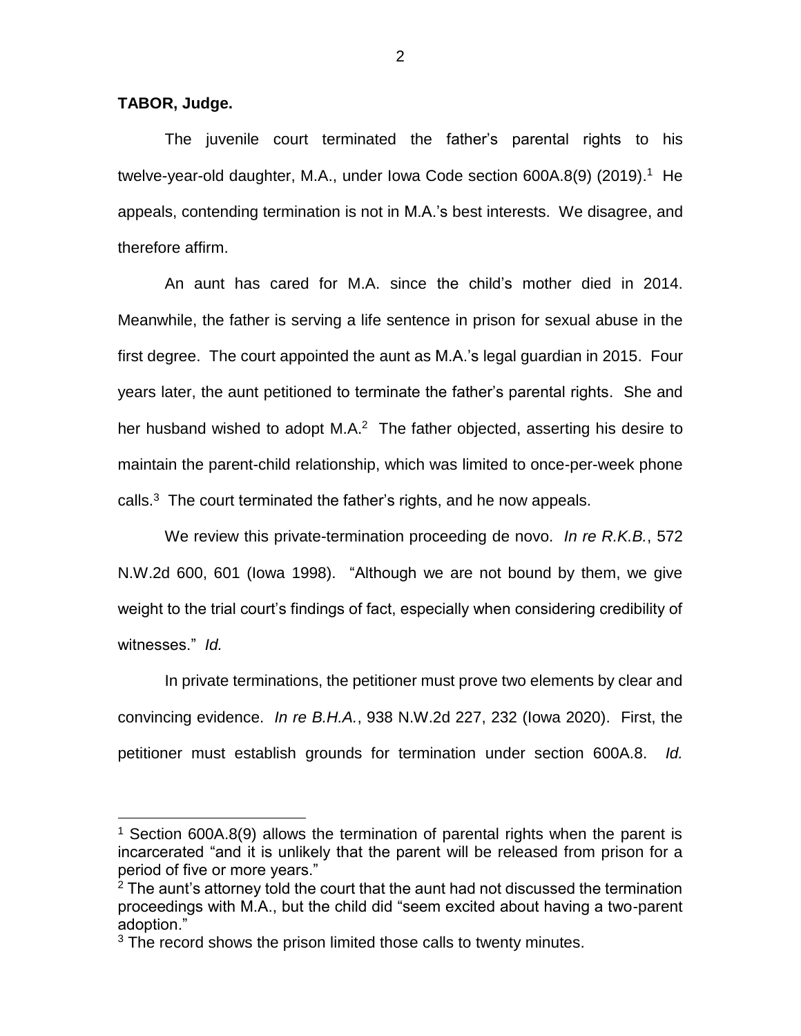**TABOR, Judge.**

The juvenile court terminated the father's parental rights to his twelve-year-old daughter, M.A., under Iowa Code section 600A.8(9) (2019).[1] He appeals, contending termination is not in M.A.'s best interests. We disagree, and therefore affirm.

An aunt has cared for M.A. since the child's mother died in 2014. Meanwhile, the father is serving a life sentence in prison for sexual abuse in the first degree. The court appointed the aunt as M.A.'s legal guardian in 2015. Four years later, the aunt petitioned to terminate the father's parental rights. She and her husband wished to adopt M.A.[2] The father objected, asserting his desire to maintain the parent-child relationship, which was limited to once-per-week phone calls.[3] The court terminated the father's rights, and he now appeals.

We review this private-termination proceeding de novo. *In re R.K.B.*, 572 N.W.2d 600, 601 (Iowa 1998). "Although we are not bound by them, we give weight to the trial court's findings of fact, especially when considering credibility of witnesses." *Id.*

In private terminations, the petitioner must prove two elements by clear and convincing evidence. *In re B.H.A.*, 938 N.W.2d 227, 232 (Iowa 2020). First, the petitioner must establish grounds for termination under section 600A.8. *Id.*

---

[1] Section 600A.8(9) allows the termination of parental rights when the parent is incarcerated "and it is unlikely that the parent will be released from prison for a period of five or more years."

[2] The aunt's attorney told the court that the aunt had not discussed the termination proceedings with M.A., but the child did "seem excited about having a two-parent adoption."

[3] The record shows the prison limited those calls to twenty minutes.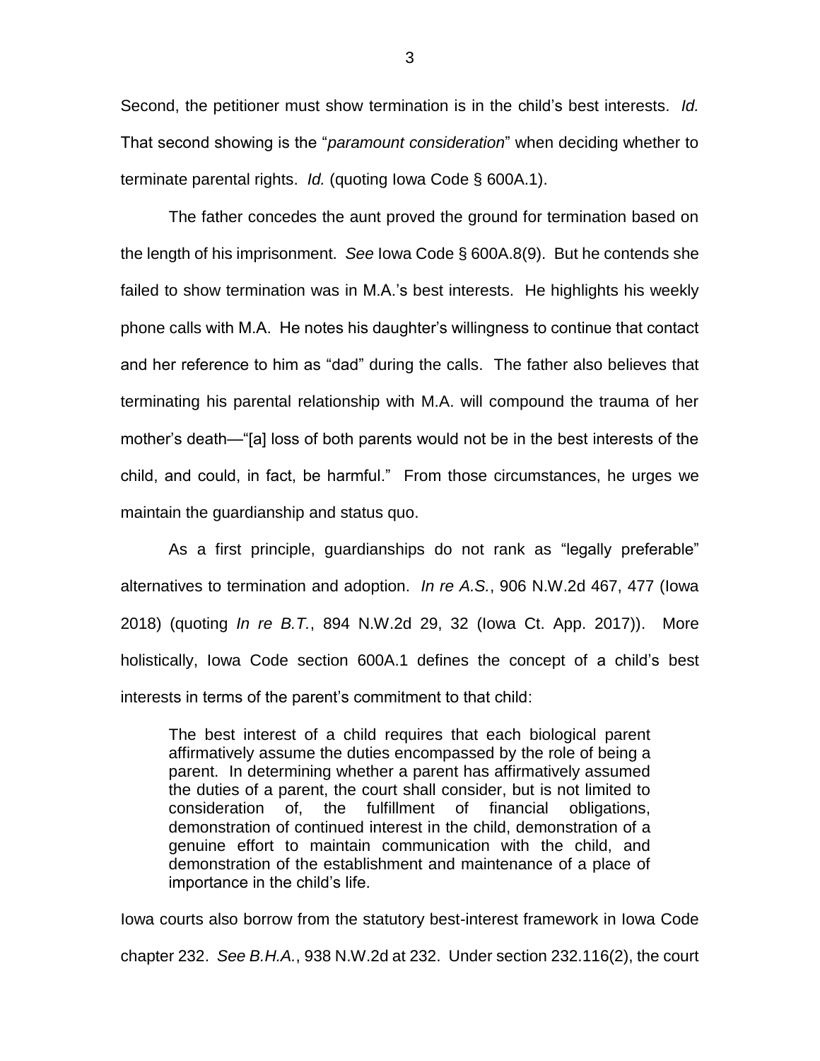Second, the petitioner must show termination is in the child's best interests. *Id.* That second showing is the "*paramount consideration*" when deciding whether to terminate parental rights. *Id.* (quoting Iowa Code § 600A.1).

The father concedes the aunt proved the ground for termination based on the length of his imprisonment. *See* Iowa Code § 600A.8(9). But he contends she failed to show termination was in M.A.'s best interests. He highlights his weekly phone calls with M.A. He notes his daughter's willingness to continue that contact and her reference to him as "dad" during the calls. The father also believes that terminating his parental relationship with M.A. will compound the trauma of her mother's death—"[a] loss of both parents would not be in the best interests of the child, and could, in fact, be harmful." From those circumstances, he urges we maintain the guardianship and status quo.

As a first principle, guardianships do not rank as "legally preferable" alternatives to termination and adoption. *In re A.S.*, 906 N.W.2d 467, 477 (Iowa 2018) (quoting *In re B.T.*, 894 N.W.2d 29, 32 (Iowa Ct. App. 2017)). More holistically, Iowa Code section 600A.1 defines the concept of a child's best interests in terms of the parent's commitment to that child:

> The best interest of a child requires that each biological parent affirmatively assume the duties encompassed by the role of being a parent. In determining whether a parent has affirmatively assumed the duties of a parent, the court shall consider, but is not limited to consideration of, the fulfillment of financial obligations, demonstration of continued interest in the child, demonstration of a genuine effort to maintain communication with the child, and demonstration of the establishment and maintenance of a place of importance in the child's life.

Iowa courts also borrow from the statutory best-interest framework in Iowa Code chapter 232. *See B.H.A.*, 938 N.W.2d at 232. Under section 232.116(2), the court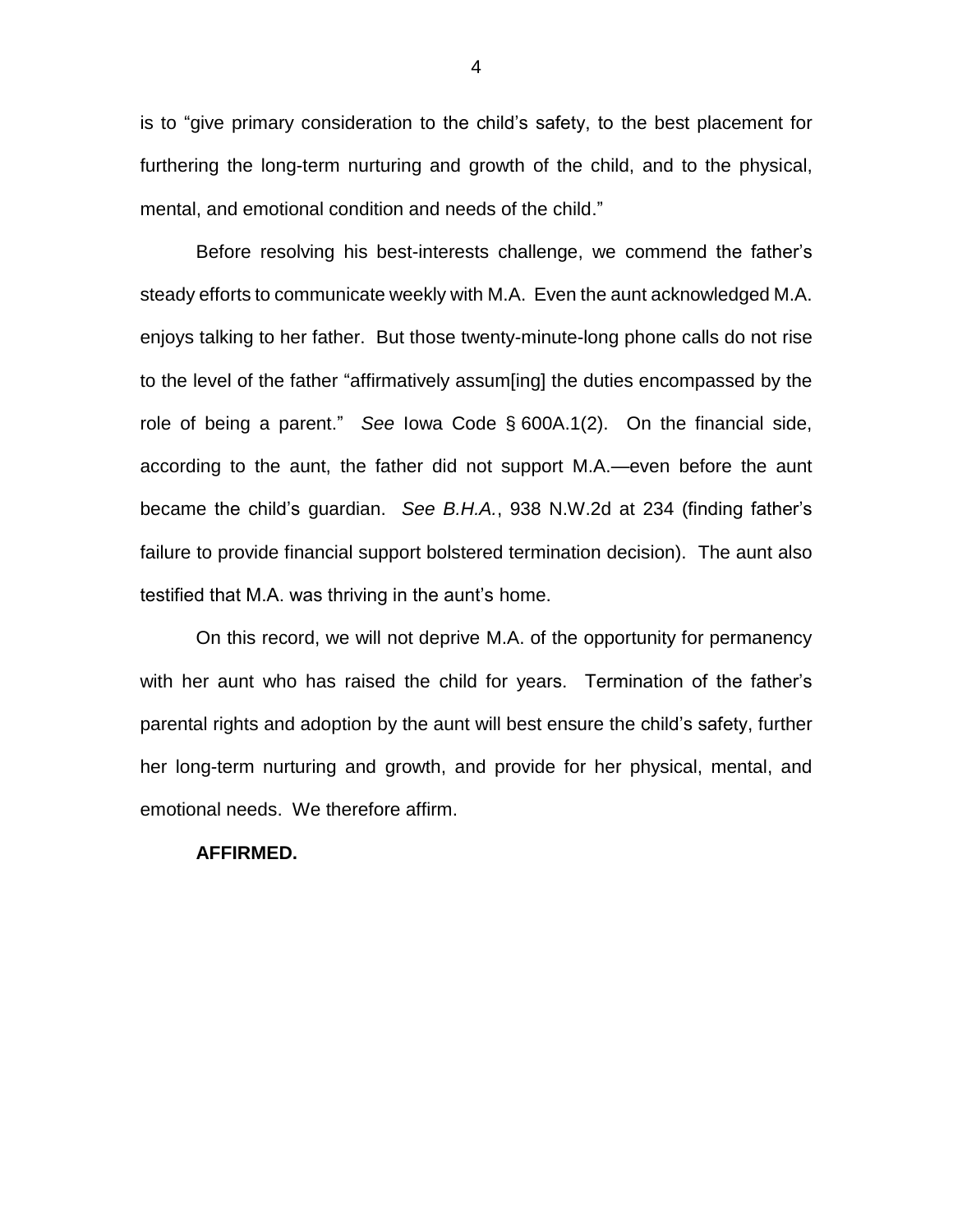is to "give primary consideration to the child's safety, to the best placement for furthering the long-term nurturing and growth of the child, and to the physical, mental, and emotional condition and needs of the child."

Before resolving his best-interests challenge, we commend the father's steady efforts to communicate weekly with M.A. Even the aunt acknowledged M.A. enjoys talking to her father. But those twenty-minute-long phone calls do not rise to the level of the father "affirmatively assum[ing] the duties encompassed by the role of being a parent." *See* Iowa Code § 600A.1(2). On the financial side, according to the aunt, the father did not support M.A.—even before the aunt became the child's guardian. *See B.H.A.*, 938 N.W.2d at 234 (finding father's failure to provide financial support bolstered termination decision). The aunt also testified that M.A. was thriving in the aunt's home.

On this record, we will not deprive M.A. of the opportunity for permanency with her aunt who has raised the child for years. Termination of the father's parental rights and adoption by the aunt will best ensure the child's safety, further her long-term nurturing and growth, and provide for her physical, mental, and emotional needs. We therefore affirm.

**AFFIRMED.**